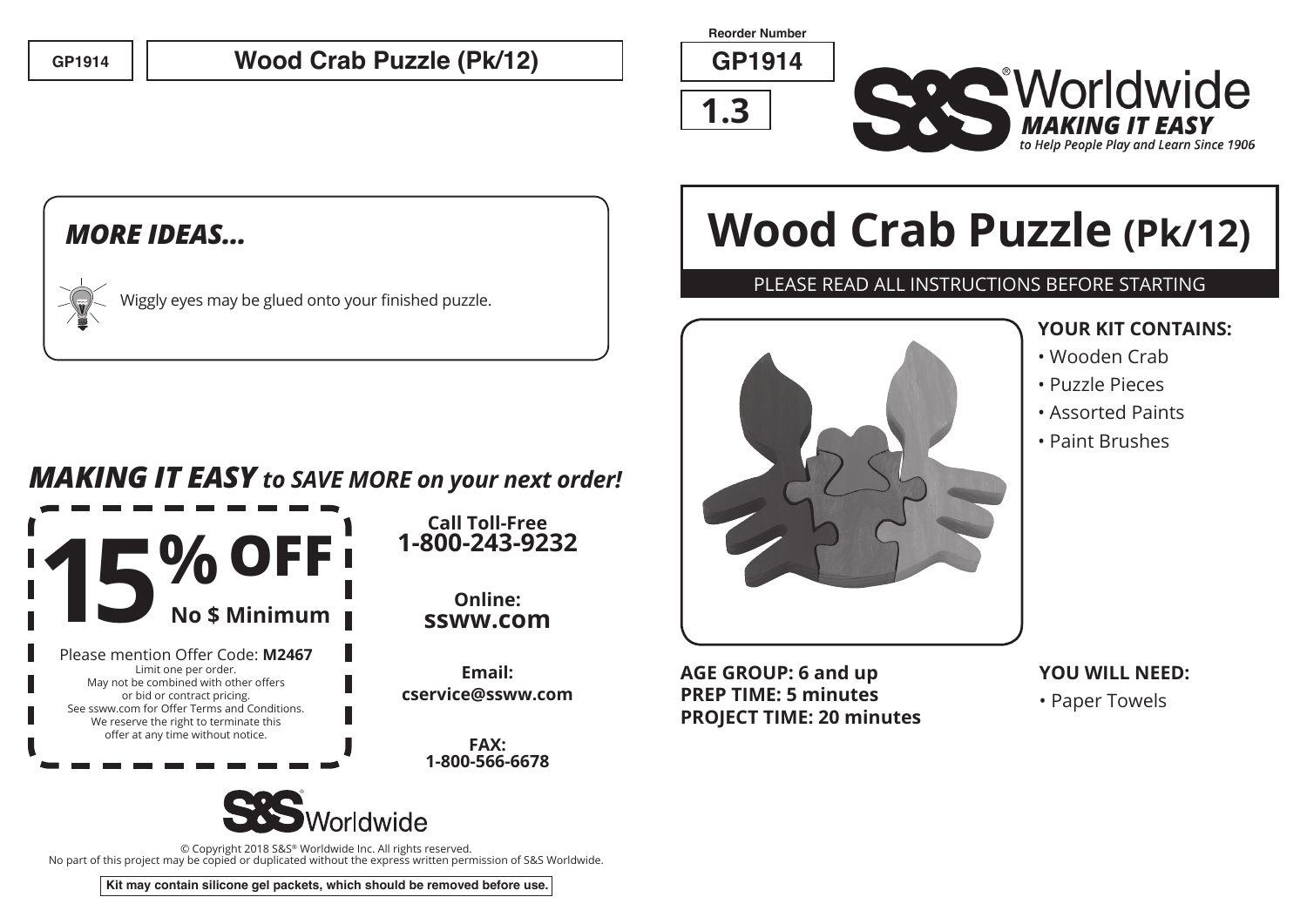GP1914 | **Wood Crab Puzzle (Pk/12)**

## *MORE IDEAS...*

Wiggly eyes may be glued onto your finished puzzle.

## ***MAKING IT EASY*** *to SAVE MORE on your next order!*

**15% OFF**
**No $ Minimum**

Please mention Offer Code: **M2467**
Limit one per order.
May not be combined with other offers or bid or contract pricing.
See ssww.com for Offer Terms and Conditions.
We reserve the right to terminate this offer at any time without notice.

**Call Toll-Free**
**1-800-243-9232**

**Online:**
**ssww.com**

**Email:**
**cservice@ssww.com**

**FAX:**
**1-800-566-6678**

S&S Worldwide

© Copyright 2018 S&S® Worldwide Inc. All rights reserved.
No part of this project may be copied or duplicated without the express written permission of S&S Worldwide.

**Kit may contain silicone gel packets, which should be removed before use.**

Reorder Number
**GP1914**

**1.3**

S&S® Worldwide
***MAKING IT EASY***
*to Help People Play and Learn Since 1906*

# Wood Crab Puzzle (Pk/12)

PLEASE READ ALL INSTRUCTIONS BEFORE STARTING

**YOUR KIT CONTAINS:**

- Wooden Crab
- Puzzle Pieces
- Assorted Paints
- Paint Brushes

**AGE GROUP: 6 and up**
**PREP TIME: 5 minutes**
**PROJECT TIME: 20 minutes**

**YOU WILL NEED:**

- Paper Towels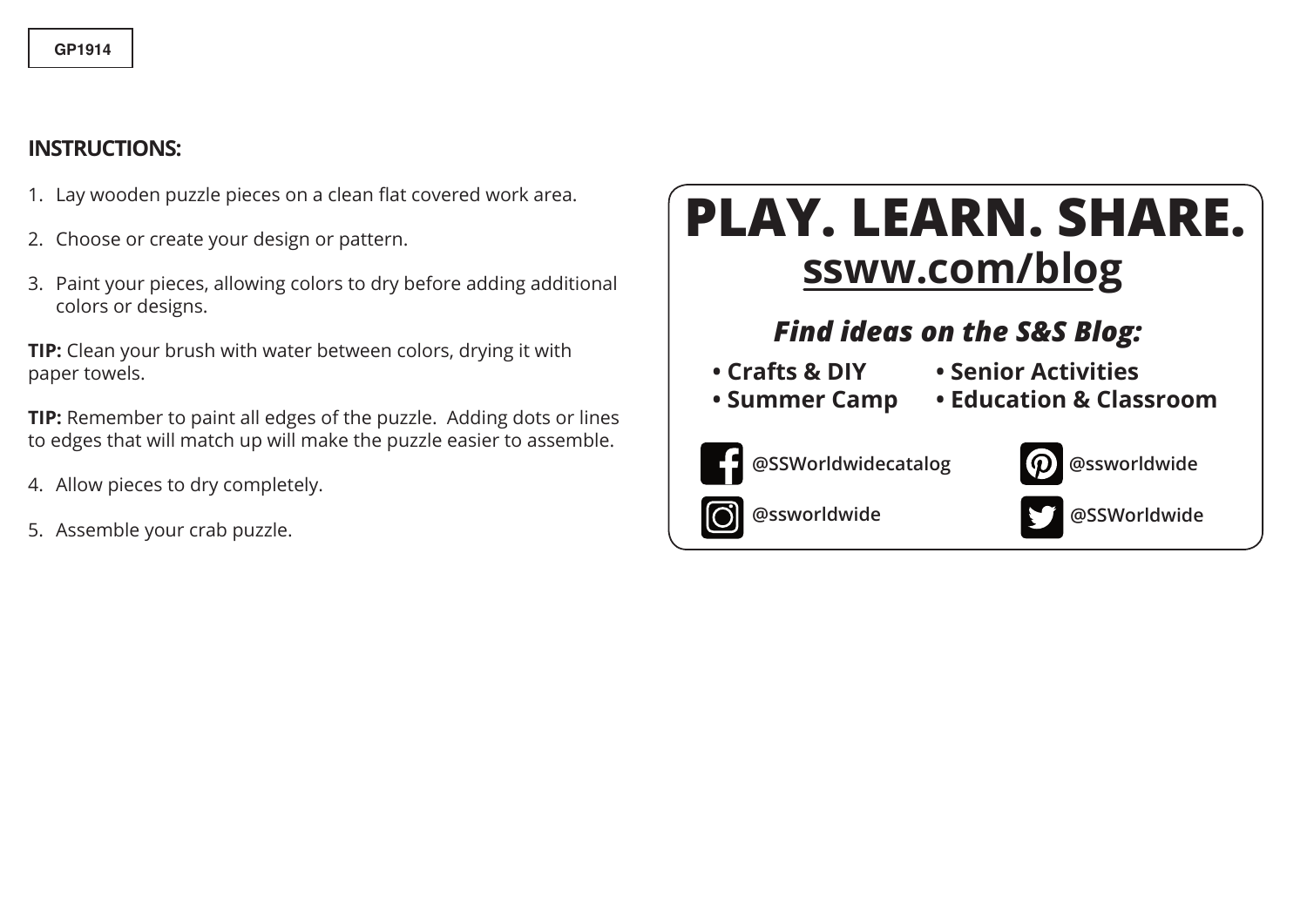GP1914

## INSTRUCTIONS:

1. Lay wooden puzzle pieces on a clean flat covered work area.
2. Choose or create your design or pattern.
3. Paint your pieces, allowing colors to dry before adding additional colors or designs.

**TIP:** Clean your brush with water between colors, drying it with paper towels.

**TIP:** Remember to paint all edges of the puzzle. Adding dots or lines to edges that will match up will make the puzzle easier to assemble.

4. Allow pieces to dry completely.
5. Assemble your crab puzzle.

# PLAY. LEARN. SHARE.

**ssww.com/blog**

***Find ideas on the S&S Blog:***

- **Crafts & DIY**
- **Summer Camp**
- **Senior Activities**
- **Education & Classroom**

**@SSWorldwidecatalog**

**@ssworldwide**

**@ssworldwide**

**@SSWorldwide**